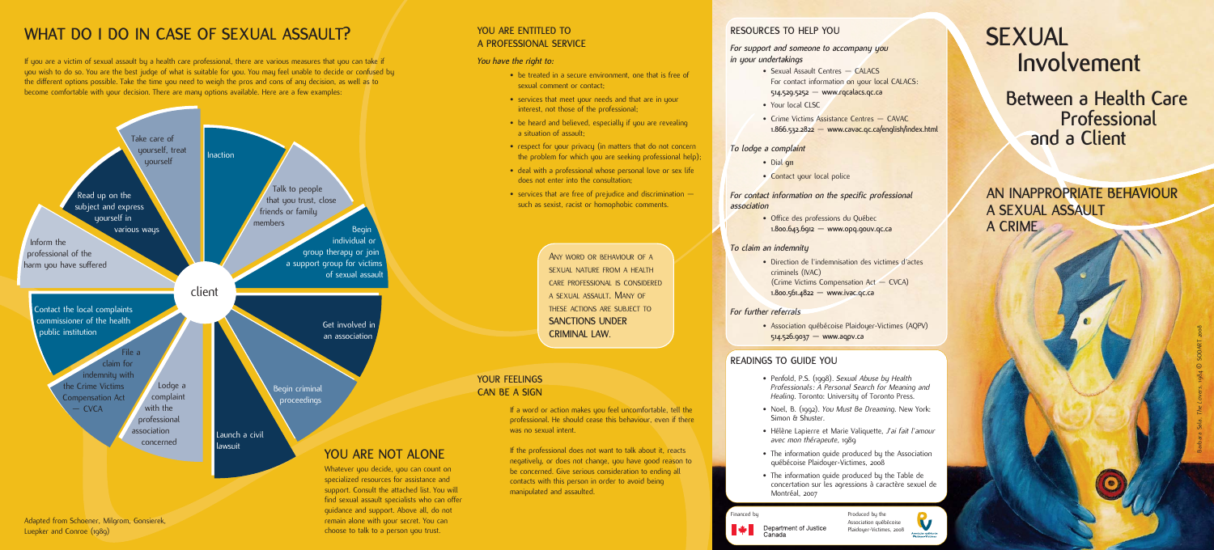# WHAT DO I DO IN CASE OF SEXUAL ASSAULT?

If you are a victim of sexual assault by a health care professional, there are various measures that you can take if you wish to do so. You are the best judge of what is suitable for you. You may feel unable to decide or confused by the different options possible. Take the time you need to weigh the pros and cons of any decision, as well as to become comfortable with your decision. There are many options available. Here are a few examples:

client

- Inaction
- Talk to people that you trust, close friends or family members
- Begin individual or group therapy or join a support group for victims of sexual assault
- Get involved in an association
- Begin criminal proceedings
- Launch a civil lawsuit
- Lodge a complaint with the professional association concerned
- File a claim for indemnity with the Crime Victims Compensation Act — CVCA
- Contact the local complaints commissioner of the health public institution
- Inform the professional of the harm you have suffered
- Read up on the subject and express yourself in various ways
- Take care of yourself, treat yourself

Adapted from Schoener, Milgrom, Gonsierek, Luepker and Conroe (1989)

## YOU ARE ENTITLED TO A PROFESSIONAL SERVICE

*You have the right to:*

- be treated in a secure environment, one that is free of sexual comment or contact;
- services that meet your needs and that are in your interest, not those of the professional;
- be heard and believed, especially if you are revealing a situation of assault;
- respect for your privacy (in matters that do not concern the problem for which you are seeking professional help);
- deal with a professional whose personal love or sex life does not enter into the consultation;
- services that are free of prejudice and discrimination — such as sexist, racist or homophobic comments.

ANY WORD OR BEHAVIOUR OF A SEXUAL NATURE FROM A HEALTH CARE PROFESSIONAL IS CONSIDERED A SEXUAL ASSAULT. MANY OF THESE ACTIONS ARE SUBJECT TO **SANCTIONS UNDER CRIMINAL LAW**.

## YOUR FEELINGS CAN BE A SIGN

If a word or action makes you feel uncomfortable, tell the professional. He should cease this behaviour, even if there was no sexual intent.

If the professional does not want to talk about it, reacts negatively, or does not change, you have good reason to be concerned. Give serious consideration to ending all contacts with this person in order to avoid being manipulated and assaulted.

## YOU ARE NOT ALONE

Whatever you decide, you can count on specialized resources for assistance and support. Consult the attached list. You will find sexual assault specialists who can offer guidance and support. Above all, do not remain alone with your secret. You can choose to talk to a person you trust.

## RESOURCES TO HELP YOU

*For support and someone to accompany you in your undertakings*

- Sexual Assault Centres — CALACS
  For contact information on your local CALACS:
  514.529.5252 — www.rqcalacs.qc.ca
- Your local CLSC
- Crime Victims Assistance Centres — CAVAC
  1.866.532.2822 — www.cavac.qc.ca/english/index.html

*To lodge a complaint*

- Dial 911
- Contact your local police

*For contact information on the specific professional association*

- Office des professions du Québec
  1.800.643.6912 — www.opq.gouv.qc.ca

*To claim an indemnity*

- Direction de l'indemnisation des victimes d'actes criminels (IVAC)
  (Crime Victims Compensation Act — CVCA)
  1.800.561.4822 — www.ivac.qc.ca

*For further referrals*

- Association québécoise Plaidoyer-Victimes (AQPV)
  514.526.9037 — www.aqpv.ca

## READINGS TO GUIDE YOU

- Penfold, P.S. (1998). *Sexual Abuse by Health Professionals: A Personal Search for Meaning and Healing*. Toronto: University of Toronto Press.
- Noel, B. (1992). *You Must Be Dreaming*. New York: Simon & Shuster.
- Hélène Lapierre et Marie Valiquette, *J'ai fait l'amour avec mon thérapeute*, 1989
- The information guide produced by the Association québécoise Plaidoyer-Victimes, 2008
- The information guide produced by the Table de concertation sur les agressions à caractère sexuel de Montréal, 2007

Financed by Department of Justice Canada

Produced by the Association québécoise Plaidoyer-Victimes, 2008

# SEXUAL Involvement

## Between a Health Care Professional and a Client

## AN INAPPROPRIATE BEHAVIOUR A SEXUAL ASSAULT A CRIME

Barbara Sala, *The Lovers*, 1984 © SODART 2008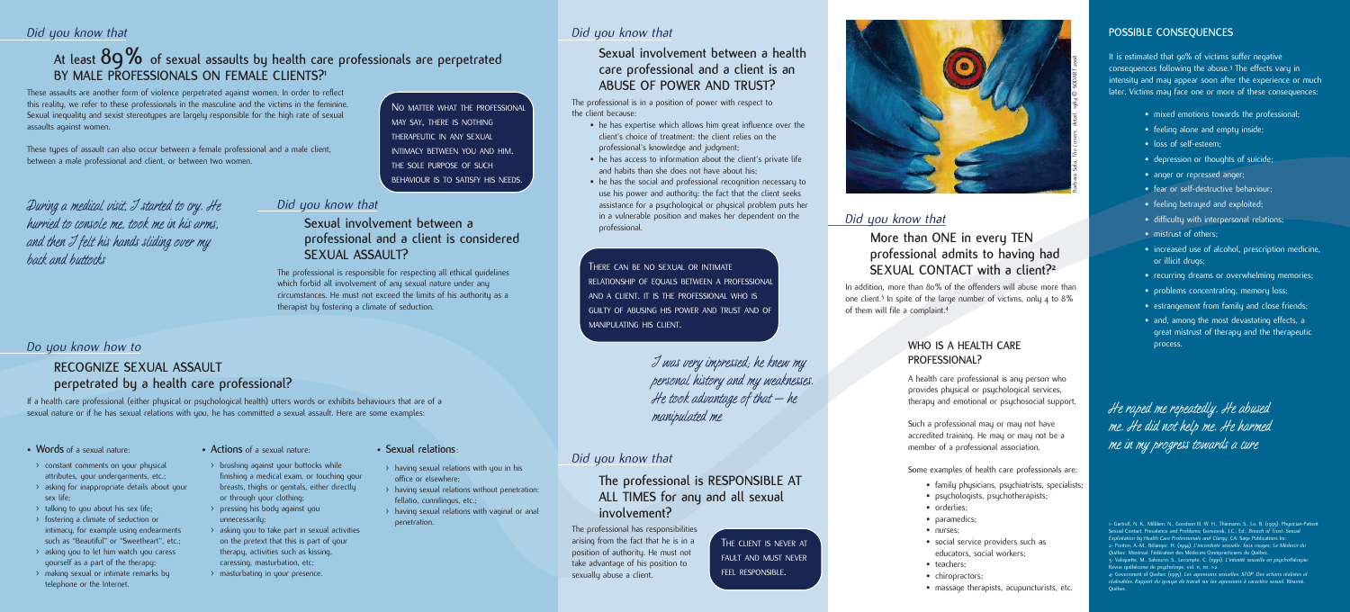*Did you know that*

## At least 89% of sexual assaults by health care professionals are perpetrated BY MALE PROFESSIONALS ON FEMALE CLIENTS?[1]

These assaults are another form of violence perpetrated against women. In order to reflect this reality, we refer to these professionals in the masculine and the victims in the feminine. Sexual inequality and sexist stereotypes are largely responsible for the high rate of sexual assaults against women.

These types of assault can also occur between a female professional and a male client, between a male professional and client, or between two women.

NO MATTER WHAT THE PROFESSIONAL MAY SAY, THERE IS NOTHING THERAPEUTIC IN ANY SEXUAL INTIMACY BETWEEN YOU AND HIM. THE SOLE PURPOSE OF SUCH BEHAVIOUR IS TO SATISFY HIS NEEDS.

*During a medical visit, I started to cry. He hurried to console me, took me in his arms, and then I felt his hands sliding over my back and buttocks*

*Did you know that*

### Sexual involvement between a professional and a client is considered SEXUAL ASSAULT?

The professional is responsible for respecting all ethical guidelines which forbid all involvement of any sexual nature under any circumstances. He must not exceed the limits of his authority as a therapist by fostering a climate of seduction.

*Do you know how to*

### RECOGNIZE SEXUAL ASSAULT perpetrated by a health care professional?

If a health care professional (either physical or psychological health) utters words or exhibits behaviours that are of a sexual nature or if he has sexual relations with you, he has committed a sexual assault. Here are some examples:

- **Words** of a sexual nature:
  - constant comments on your physical attributes, your undergarments, etc.;
  - asking for inappropriate details about your sex life;
  - talking to you about his sex life;
  - fostering a climate of seduction or intimacy, for example using endearments such as "Beautiful" or "Sweetheart", etc.;
  - asking you to let him watch you caress yourself as a part of the therapy;
  - making sexual or intimate remarks by telephone or the Internet.

- **Actions** of a sexual nature:
  - brushing against your buttocks while finishing a medical exam, or touching your breasts, thighs or genitals, either directly or through your clothing;
  - pressing his body against you unnecessarily;
  - asking you to take part in sexual activities on the pretext that this is part of your therapy, activities such as kissing, caressing, masturbation, etc.;
  - masturbating in your presence.

- **Sexual relations**:
  - having sexual relations with you in his office or elsewhere;
  - having sexual relations without penetration: fellatio, cunnilingus, etc.;
  - having sexual relations with vaginal or anal penetration.

*Did you know that*

### Sexual involvement between a health care professional and a client is an ABUSE OF POWER AND TRUST?

The professional is in a position of power with respect to the client because:

- he has expertise which allows him great influence over the client's choice of treatment: the client relies on the professional's knowledge and judgment;
- he has access to information about the client's private life and habits than she does not have about his;
- he has the social and professional recognition necessary to use his power and authority: the fact that the client seeks assistance for a psychological or physical problem puts her in a vulnerable position and makes her dependent on the professional.

THERE CAN BE NO SEXUAL OR INTIMATE RELATIONSHIP OF EQUALS BETWEEN A PROFESSIONAL AND A CLIENT. IT IS THE PROFESSIONAL WHO IS GUILTY OF ABUSING HIS POWER AND TRUST AND OF MANIPULATING HIS CLIENT.

*I was very impressed; he knew my personal history and my weaknesses. He took advantage of that – he manipulated me*

*Did you know that*

### The professional is RESPONSIBLE AT ALL TIMES for any and all sexual involvement?

The professional has responsibilities arising from the fact that he is in a position of authority. He must not take advantage of his position to sexually abuse a client.

THE CLIENT IS NEVER AT FAULT AND MUST NEVER FEEL RESPONSIBLE.

Barbara Suhl, *The Lovers*, detail, 1964 © SODRAC 2008

*Did you know that*

### More than ONE in every TEN professional admits to having had SEXUAL CONTACT with a client?[2]

In addition, more than 80% of the offenders will abuse more than one client.[3] In spite of the large number of victims, only 4 to 8% of them will file a complaint.[4]

### WHO IS A HEALTH CARE PROFESSIONAL?

A health care professional is any person who provides physical or psychological services, therapy and emotional or psychosocial support.

Such a professional may or may not have accredited training. He may or may not be a member of a professional association.

Some examples of health care professionals are:

- family physicians, psychiatrists, specialists;
- psychologists, psychotherapists;
- orderlies;
- paramedics;
- nurses;
- social service providers such as educators, social workers;
- teachers;
- chiropractors;
- massage therapists, acupuncturists, etc.

### POSSIBLE CONSEQUENCES

It is estimated that 90% of victims suffer negative consequences following the abuse.[3] The effects vary in intensity and may appear soon after the experience or much later. Victims may face one or more of these consequences:

- mixed emotions towards the professional;
- feeling alone and empty inside;
- loss of self-esteem;
- depression or thoughts of suicide;
- anger or repressed anger;
- fear or self-destructive behaviour;
- feeling betrayed and exploited;
- difficulty with interpersonal relations;
- mistrust of others;
- increased use of alcohol, prescription medicine, or illicit drugs;
- recurring dreams or overwhelming memories;
- problems concentrating, memory loss;
- estrangement from family and close friends;
- and, among the most devastating effects, a great mistrust of therapy and the therapeutic process.

*He raped me repeatedly. He abused me. He did not help me. He harmed me in my progress towards a cure*

1- Gartrell, N. K., Milliken, N., Goodson III, W. H., Thiemann, S., Lo, B. (1995). Physician-Patient Sexual Contact: Prevalence and Problems. Gonsiorek, J.C., Ed., *Breach of Trust: Sexual Exploitation by Health Care Professionals and Clergy*. CA: Sage Publications Inc.
2- Ponton, A.-M., Bélanger, H. (1994). *L'inconduite sexuelle: faux risques*. Le Médecin du Québec. Montréal: Fédération des Médecins Omnipraticiens du Québec.
3- Valiquette, M., Sabourin, S., Lecomte, C. (1992). *L'intimité sexuelle en psychothérapie*. Revue québécoise de psychologie, vol. 11, no. 1-2.
4- Government of Québec (1995). *Les agressions sexuelles: STOP. Des actions réalistes et réalisables*. Rapport du groupe de travail sur les agressions à caractère sexuel. Résumé. Québec.